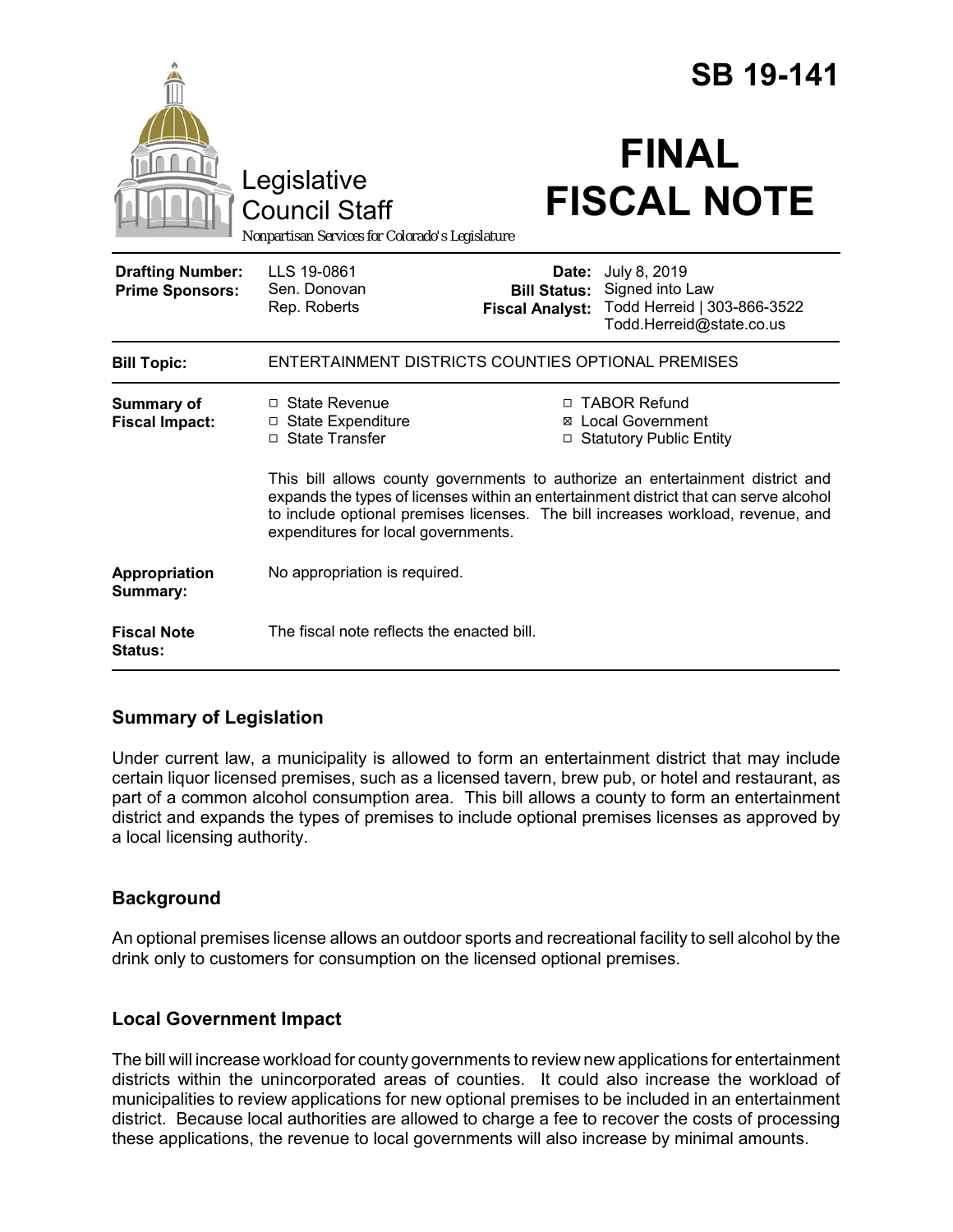# SB 19-141

Legislative Council Staff
*Nonpartisan Services for Colorado's Legislature*

# FINAL FISCAL NOTE

| | | | |
|---|---|---|---|
| **Drafting Number:** | LLS 19-0861 | **Date:** | July 8, 2019 |
| **Prime Sponsors:** | Sen. Donovan | **Bill Status:** | Signed into Law |
| | Rep. Roberts | **Fiscal Analyst:** | Todd Herreid \| 303-866-3522 |
| | | | Todd.Herreid@state.co.us |

| | |
|---|---|
| **Bill Topic:** | ENTERTAINMENT DISTRICTS COUNTIES OPTIONAL PREMISES |
| **Summary of Fiscal Impact:** | ☐ State Revenue ☐ State Expenditure ☐ State Transfer ☐ TABOR Refund ☒ Local Government ☐ Statutory Public Entity<br><br>This bill allows county governments to authorize an entertainment district and expands the types of licenses within an entertainment district that can serve alcohol to include optional premises licenses. The bill increases workload, revenue, and expenditures for local governments. |
| **Appropriation Summary:** | No appropriation is required. |
| **Fiscal Note Status:** | The fiscal note reflects the enacted bill. |

## Summary of Legislation

Under current law, a municipality is allowed to form an entertainment district that may include certain liquor licensed premises, such as a licensed tavern, brew pub, or hotel and restaurant, as part of a common alcohol consumption area. This bill allows a county to form an entertainment district and expands the types of premises to include optional premises licenses as approved by a local licensing authority.

## Background

An optional premises license allows an outdoor sports and recreational facility to sell alcohol by the drink only to customers for consumption on the licensed optional premises.

## Local Government Impact

The bill will increase workload for county governments to review new applications for entertainment districts within the unincorporated areas of counties. It could also increase the workload of municipalities to review applications for new optional premises to be included in an entertainment district. Because local authorities are allowed to charge a fee to recover the costs of processing these applications, the revenue to local governments will also increase by minimal amounts.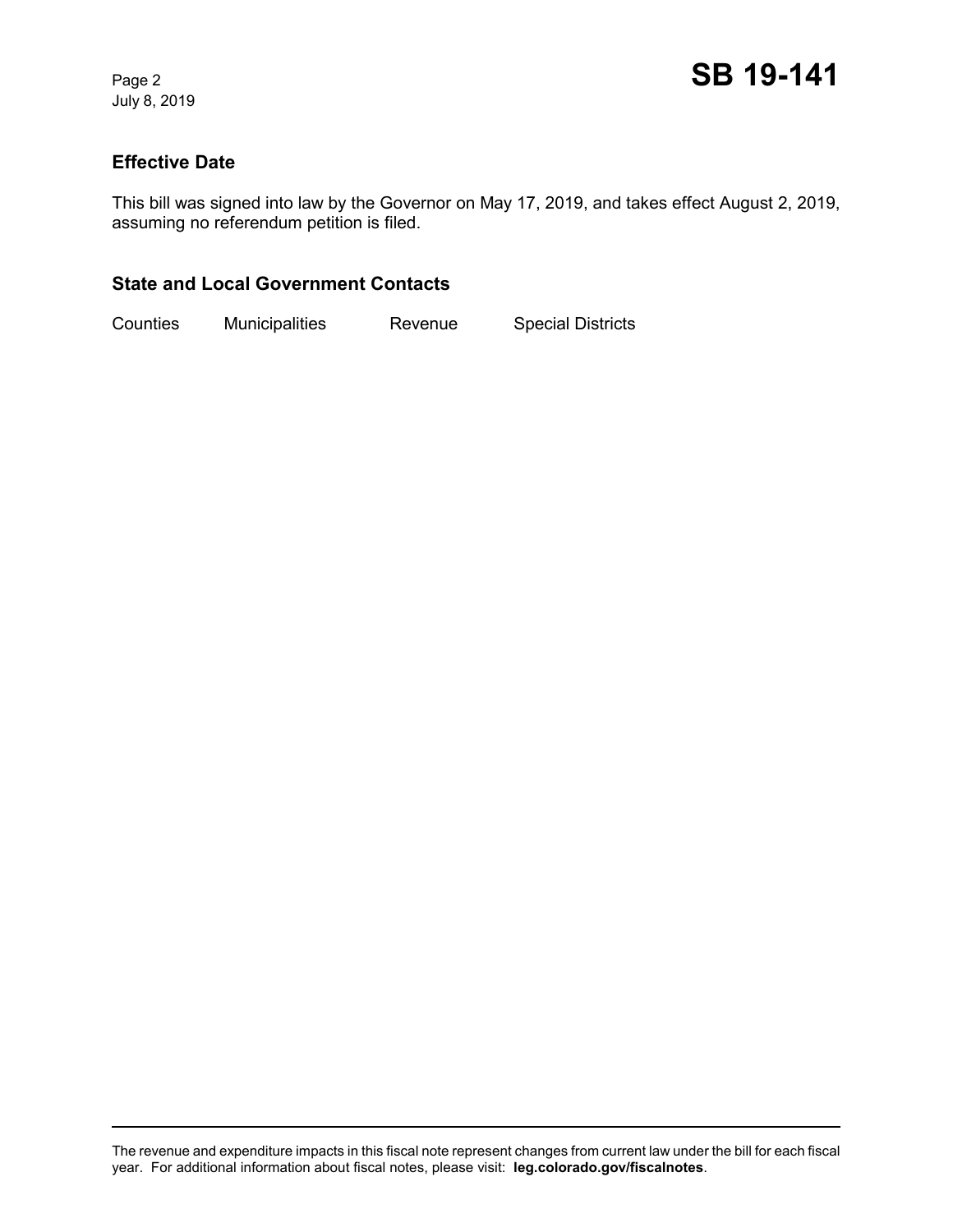## Effective Date

This bill was signed into law by the Governor on May 17, 2019, and takes effect August 2, 2019, assuming no referendum petition is filed.

## State and Local Government Contacts

Counties    Municipalities    Revenue    Special Districts

The revenue and expenditure impacts in this fiscal note represent changes from current law under the bill for each fiscal year. For additional information about fiscal notes, please visit: **leg.colorado.gov/fiscalnotes**.